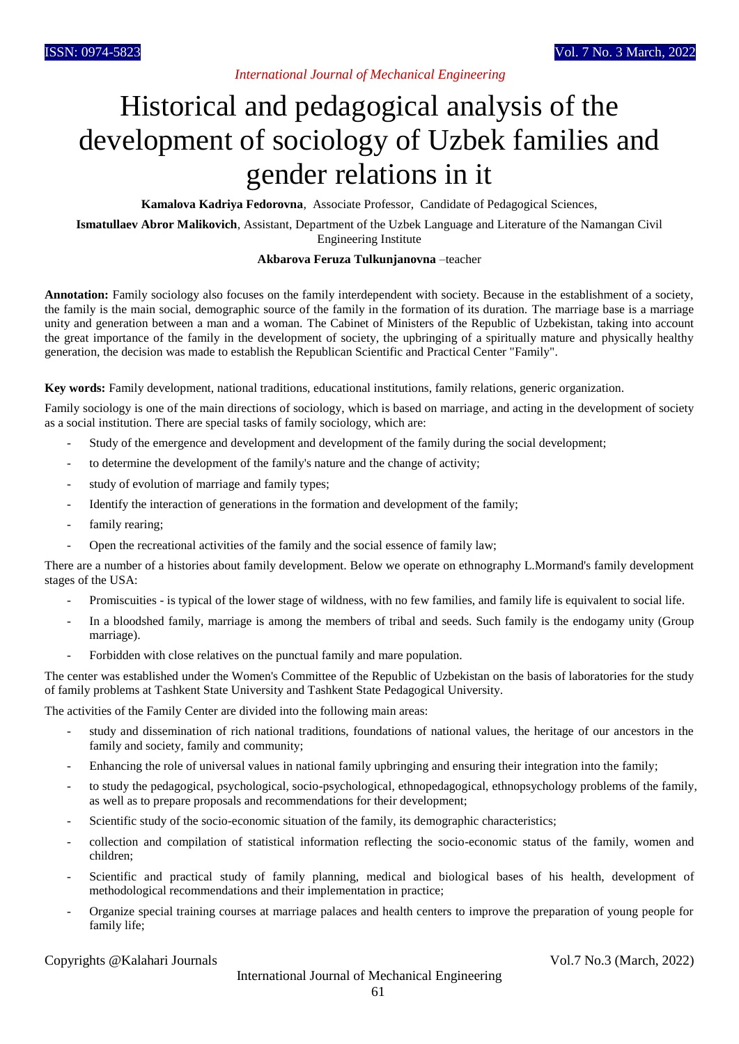# Historical and pedagogical analysis of the development of sociology of Uzbek families and gender relations in it

**Kamalova Kadriya Fedorovna**, Associate Professor, Candidate of Pedagogical Sciences,

**Ismatullaev Abror Malikovich**, Assistant, Department of the Uzbek Language and Literature of the Namangan Civil Engineering Institute

**Akbarova Feruza Tulkunjanovna** –teacher

**Annotation:** Family sociology also focuses on the family interdependent with society. Because in the establishment of a society, the family is the main social, demographic source of the family in the formation of its duration. The marriage base is a marriage unity and generation between a man and a woman. The Cabinet of Ministers of the Republic of Uzbekistan, taking into account the great importance of the family in the development of society, the upbringing of a spiritually mature and physically healthy generation, the decision was made to establish the Republican Scientific and Practical Center "Family".

**Key words:** Family development, national traditions, educational institutions, family relations, generic organization.

Family sociology is one of the main directions of sociology, which is based on marriage, and acting in the development of society as a social institution. There are special tasks of family sociology, which are:

- Study of the emergence and development and development of the family during the social development;
- to determine the development of the family's nature and the change of activity;
- study of evolution of marriage and family types;
- Identify the interaction of generations in the formation and development of the family;
- family rearing;
- Open the recreational activities of the family and the social essence of family law;

There are a number of a histories about family development. Below we operate on ethnography L.Mormand's family development stages of the USA:

- Promiscuities - is typical of the lower stage of wildness, with no few families, and family life is equivalent to social life.
- In a bloodshed family, marriage is among the members of tribal and seeds. Such family is the endogamy unity (Group marriage).
- Forbidden with close relatives on the punctual family and mare population.

The center was established under the Women's Committee of the Republic of Uzbekistan on the basis of laboratories for the study of family problems at Tashkent State University and Tashkent State Pedagogical University.

The activities of the Family Center are divided into the following main areas:

- study and dissemination of rich national traditions, foundations of national values, the heritage of our ancestors in the family and society, family and community;
- Enhancing the role of universal values in national family upbringing and ensuring their integration into the family;
- to study the pedagogical, psychological, socio-psychological, ethnopedagogical, ethnopsychology problems of the family, as well as to prepare proposals and recommendations for their development;
- Scientific study of the socio-economic situation of the family, its demographic characteristics;
- collection and compilation of statistical information reflecting the socio-economic status of the family, women and children;
- Scientific and practical study of family planning, medical and biological bases of his health, development of methodological recommendations and their implementation in practice;
- Organize special training courses at marriage palaces and health centers to improve the preparation of young people for family life;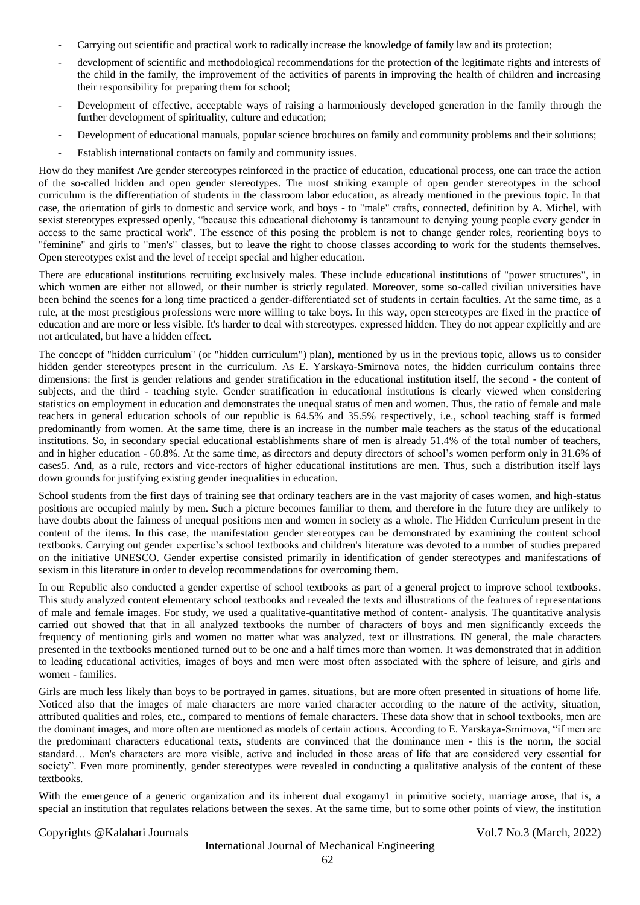- Carrying out scientific and practical work to radically increase the knowledge of family law and its protection;
- development of scientific and methodological recommendations for the protection of the legitimate rights and interests of the child in the family, the improvement of the activities of parents in improving the health of children and increasing their responsibility for preparing them for school;
- Development of effective, acceptable ways of raising a harmoniously developed generation in the family through the further development of spirituality, culture and education;
- Development of educational manuals, popular science brochures on family and community problems and their solutions;
- Establish international contacts on family and community issues.

How do they manifest Are gender stereotypes reinforced in the practice of education, educational process, one can trace the action of the so-called hidden and open gender stereotypes. The most striking example of open gender stereotypes in the school curriculum is the differentiation of students in the classroom labor education, as already mentioned in the previous topic. In that case, the orientation of girls to domestic and service work, and boys - to "male" crafts, connected, definition by A. Michel, with sexist stereotypes expressed openly, "because this educational dichotomy is tantamount to denying young people every gender in access to the same practical work". The essence of this posing the problem is not to change gender roles, reorienting boys to "feminine" and girls to "men's" classes, but to leave the right to choose classes according to work for the students themselves. Open stereotypes exist and the level of receipt special and higher education.

There are educational institutions recruiting exclusively males. These include educational institutions of "power structures", in which women are either not allowed, or their number is strictly regulated. Moreover, some so-called civilian universities have been behind the scenes for a long time practiced a gender-differentiated set of students in certain faculties. At the same time, as a rule, at the most prestigious professions were more willing to take boys. In this way, open stereotypes are fixed in the practice of education and are more or less visible. It's harder to deal with stereotypes. expressed hidden. They do not appear explicitly and are not articulated, but have a hidden effect.

The concept of "hidden curriculum" (or "hidden curriculum") plan), mentioned by us in the previous topic, allows us to consider hidden gender stereotypes present in the curriculum. As E. Yarskaya-Smirnova notes, the hidden curriculum contains three dimensions: the first is gender relations and gender stratification in the educational institution itself, the second - the content of subjects, and the third - teaching style. Gender stratification in educational institutions is clearly viewed when considering statistics on employment in education and demonstrates the unequal status of men and women. Thus, the ratio of female and male teachers in general education schools of our republic is 64.5% and 35.5% respectively, i.e., school teaching staff is formed predominantly from women. At the same time, there is an increase in the number male teachers as the status of the educational institutions. So, in secondary special educational establishments share of men is already 51.4% of the total number of teachers, and in higher education - 60.8%. At the same time, as directors and deputy directors of school's women perform only in 31.6% of cases5. And, as a rule, rectors and vice-rectors of higher educational institutions are men. Thus, such a distribution itself lays down grounds for justifying existing gender inequalities in education.

School students from the first days of training see that ordinary teachers are in the vast majority of cases women, and high-status positions are occupied mainly by men. Such a picture becomes familiar to them, and therefore in the future they are unlikely to have doubts about the fairness of unequal positions men and women in society as a whole. The Hidden Curriculum present in the content of the items. In this case, the manifestation gender stereotypes can be demonstrated by examining the content school textbooks. Carrying out gender expertise's school textbooks and children's literature was devoted to a number of studies prepared on the initiative UNESCO. Gender expertise consisted primarily in identification of gender stereotypes and manifestations of sexism in this literature in order to develop recommendations for overcoming them.

In our Republic also conducted a gender expertise of school textbooks as part of a general project to improve school textbooks. This study analyzed content elementary school textbooks and revealed the texts and illustrations of the features of representations of male and female images. For study, we used a qualitative-quantitative method of content- analysis. The quantitative analysis carried out showed that that in all analyzed textbooks the number of characters of boys and men significantly exceeds the frequency of mentioning girls and women no matter what was analyzed, text or illustrations. IN general, the male characters presented in the textbooks mentioned turned out to be one and a half times more than women. It was demonstrated that in addition to leading educational activities, images of boys and men were most often associated with the sphere of leisure, and girls and women - families.

Girls are much less likely than boys to be portrayed in games. situations, but are more often presented in situations of home life. Noticed also that the images of male characters are more varied character according to the nature of the activity, situation, attributed qualities and roles, etc., compared to mentions of female characters. These data show that in school textbooks, men are the dominant images, and more often are mentioned as models of certain actions. According to E. Yarskaya-Smirnova, "if men are the predominant characters educational texts, students are convinced that the dominance men - this is the norm, the social standard… Men's characters are more visible, active and included in those areas of life that are considered very essential for society". Even more prominently, gender stereotypes were revealed in conducting a qualitative analysis of the content of these textbooks.

With the emergence of a generic organization and its inherent dual exogamy1 in primitive society, marriage arose, that is, a special an institution that regulates relations between the sexes. At the same time, but to some other points of view, the institution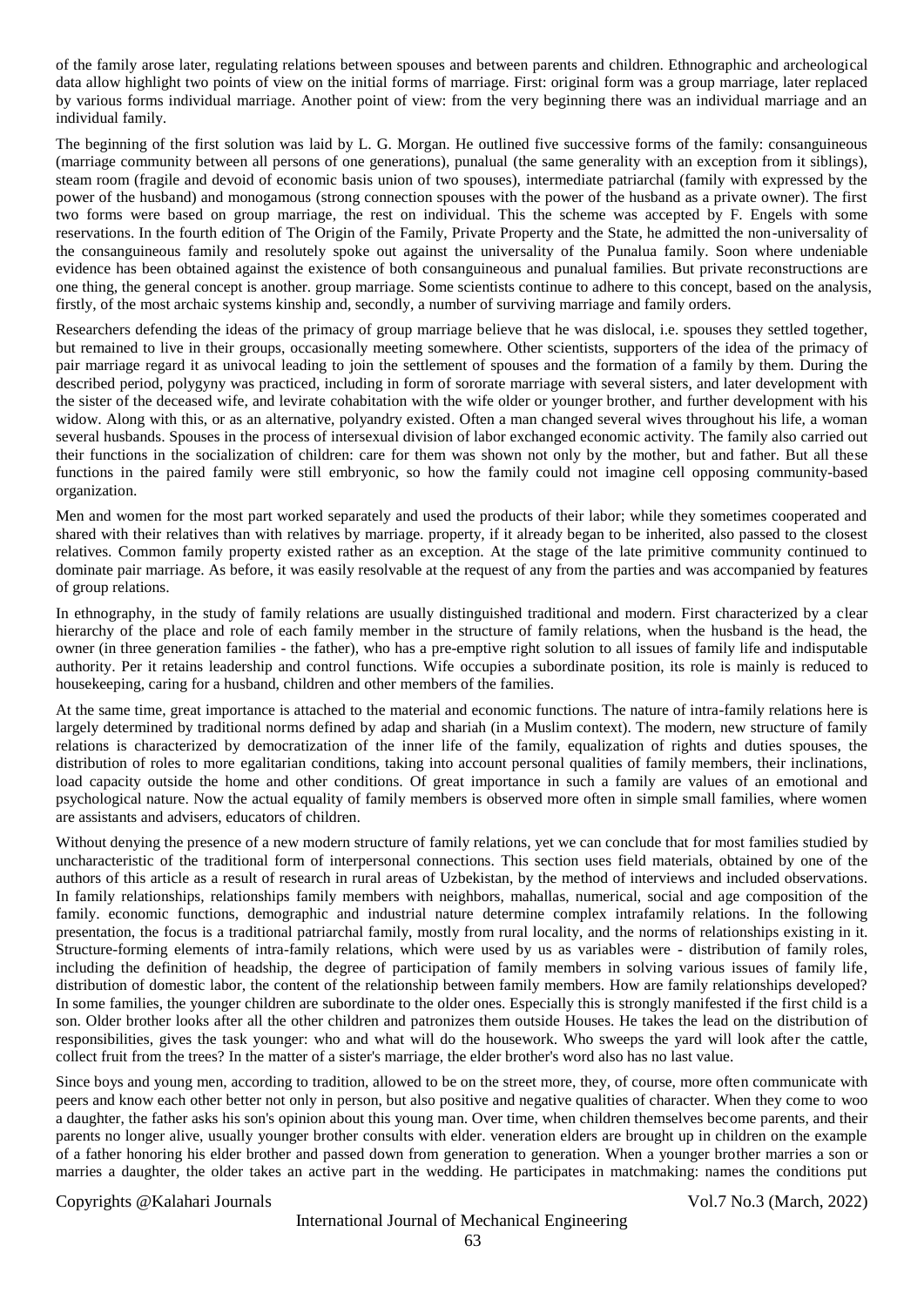of the family arose later, regulating relations between spouses and between parents and children. Ethnographic and archeological data allow highlight two points of view on the initial forms of marriage. First: original form was a group marriage, later replaced by various forms individual marriage. Another point of view: from the very beginning there was an individual marriage and an individual family.

The beginning of the first solution was laid by L. G. Morgan. He outlined five successive forms of the family: consanguineous (marriage community between all persons of one generations), punalual (the same generality with an exception from it siblings), steam room (fragile and devoid of economic basis union of two spouses), intermediate patriarchal (family with expressed by the power of the husband) and monogamous (strong connection spouses with the power of the husband as a private owner). The first two forms were based on group marriage, the rest on individual. This the scheme was accepted by F. Engels with some reservations. In the fourth edition of The Origin of the Family, Private Property and the State, he admitted the non-universality of the consanguineous family and resolutely spoke out against the universality of the Punalua family. Soon where undeniable evidence has been obtained against the existence of both consanguineous and punalual families. But private reconstructions are one thing, the general concept is another. group marriage. Some scientists continue to adhere to this concept, based on the analysis, firstly, of the most archaic systems kinship and, secondly, a number of surviving marriage and family orders.

Researchers defending the ideas of the primacy of group marriage believe that he was dislocal, i.e. spouses they settled together, but remained to live in their groups, occasionally meeting somewhere. Other scientists, supporters of the idea of the primacy of pair marriage regard it as univocal leading to join the settlement of spouses and the formation of a family by them. During the described period, polygyny was practiced, including in form of sororate marriage with several sisters, and later development with the sister of the deceased wife, and levirate cohabitation with the wife older or younger brother, and further development with his widow. Along with this, or as an alternative, polyandry existed. Often a man changed several wives throughout his life, a woman several husbands. Spouses in the process of intersexual division of labor exchanged economic activity. The family also carried out their functions in the socialization of children: care for them was shown not only by the mother, but and father. But all these functions in the paired family were still embryonic, so how the family could not imagine cell opposing community-based organization.

Men and women for the most part worked separately and used the products of their labor; while they sometimes cooperated and shared with their relatives than with relatives by marriage. property, if it already began to be inherited, also passed to the closest relatives. Common family property existed rather as an exception. At the stage of the late primitive community continued to dominate pair marriage. As before, it was easily resolvable at the request of any from the parties and was accompanied by features of group relations.

In ethnography, in the study of family relations are usually distinguished traditional and modern. First characterized by a clear hierarchy of the place and role of each family member in the structure of family relations, when the husband is the head, the owner (in three generation families - the father), who has a pre-emptive right solution to all issues of family life and indisputable authority. Per it retains leadership and control functions. Wife occupies a subordinate position, its role is mainly is reduced to housekeeping, caring for a husband, children and other members of the families.

At the same time, great importance is attached to the material and economic functions. The nature of intra-family relations here is largely determined by traditional norms defined by adap and shariah (in a Muslim context). The modern, new structure of family relations is characterized by democratization of the inner life of the family, equalization of rights and duties spouses, the distribution of roles to more egalitarian conditions, taking into account personal qualities of family members, their inclinations, load capacity outside the home and other conditions. Of great importance in such a family are values of an emotional and psychological nature. Now the actual equality of family members is observed more often in simple small families, where women are assistants and advisers, educators of children.

Without denying the presence of a new modern structure of family relations, yet we can conclude that for most families studied by uncharacteristic of the traditional form of interpersonal connections. This section uses field materials, obtained by one of the authors of this article as a result of research in rural areas of Uzbekistan, by the method of interviews and included observations. In family relationships, relationships family members with neighbors, mahallas, numerical, social and age composition of the family. economic functions, demographic and industrial nature determine complex intrafamily relations. In the following presentation, the focus is a traditional patriarchal family, mostly from rural locality, and the norms of relationships existing in it. Structure-forming elements of intra-family relations, which were used by us as variables were - distribution of family roles, including the definition of headship, the degree of participation of family members in solving various issues of family life, distribution of domestic labor, the content of the relationship between family members. How are family relationships developed? In some families, the younger children are subordinate to the older ones. Especially this is strongly manifested if the first child is a son. Older brother looks after all the other children and patronizes them outside Houses. He takes the lead on the distribution of responsibilities, gives the task younger: who and what will do the housework. Who sweeps the yard will look after the cattle, collect fruit from the trees? In the matter of a sister's marriage, the elder brother's word also has no last value.

Since boys and young men, according to tradition, allowed to be on the street more, they, of course, more often communicate with peers and know each other better not only in person, but also positive and negative qualities of character. When they come to woo a daughter, the father asks his son's opinion about this young man. Over time, when children themselves become parents, and their parents no longer alive, usually younger brother consults with elder. veneration elders are brought up in children on the example of a father honoring his elder brother and passed down from generation to generation. When a younger brother marries a son or marries a daughter, the older takes an active part in the wedding. He participates in matchmaking: names the conditions put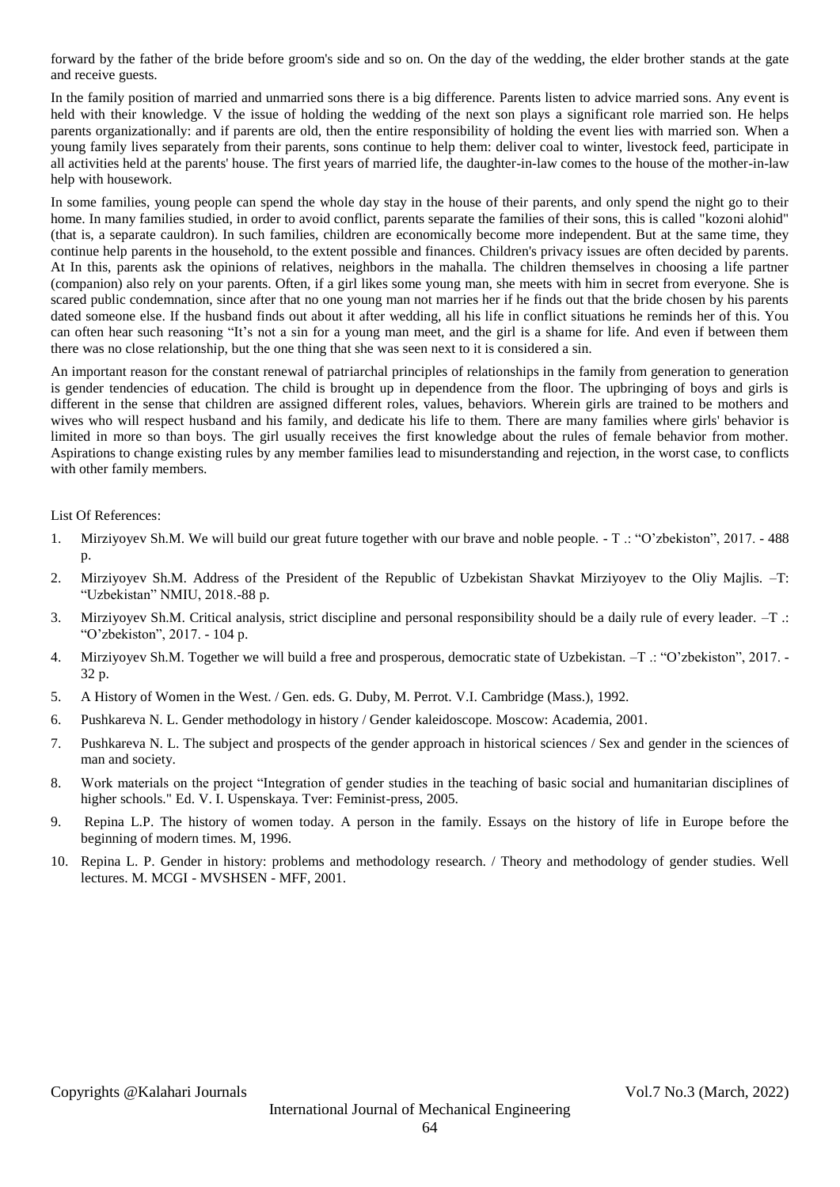forward by the father of the bride before groom's side and so on. On the day of the wedding, the elder brother stands at the gate and receive guests.

In the family position of married and unmarried sons there is a big difference. Parents listen to advice married sons. Any event is held with their knowledge. V the issue of holding the wedding of the next son plays a significant role married son. He helps parents organizationally: and if parents are old, then the entire responsibility of holding the event lies with married son. When a young family lives separately from their parents, sons continue to help them: deliver coal to winter, livestock feed, participate in all activities held at the parents' house. The first years of married life, the daughter-in-law comes to the house of the mother-in-law help with housework.

In some families, young people can spend the whole day stay in the house of their parents, and only spend the night go to their home. In many families studied, in order to avoid conflict, parents separate the families of their sons, this is called "kozoni alohid" (that is, a separate cauldron). In such families, children are economically become more independent. But at the same time, they continue help parents in the household, to the extent possible and finances. Children's privacy issues are often decided by parents. At In this, parents ask the opinions of relatives, neighbors in the mahalla. The children themselves in choosing a life partner (companion) also rely on your parents. Often, if a girl likes some young man, she meets with him in secret from everyone. She is scared public condemnation, since after that no one young man not marries her if he finds out that the bride chosen by his parents dated someone else. If the husband finds out about it after wedding, all his life in conflict situations he reminds her of this. You can often hear such reasoning "It's not a sin for a young man meet, and the girl is a shame for life. And even if between them there was no close relationship, but the one thing that she was seen next to it is considered a sin.

An important reason for the constant renewal of patriarchal principles of relationships in the family from generation to generation is gender tendencies of education. The child is brought up in dependence from the floor. The upbringing of boys and girls is different in the sense that children are assigned different roles, values, behaviors. Wherein girls are trained to be mothers and wives who will respect husband and his family, and dedicate his life to them. There are many families where girls' behavior is limited in more so than boys. The girl usually receives the first knowledge about the rules of female behavior from mother. Aspirations to change existing rules by any member families lead to misunderstanding and rejection, in the worst case, to conflicts with other family members.

List Of References:

1. Mirziyoyev Sh.M. We will build our great future together with our brave and noble people. - T .: "O'zbekiston", 2017. - 488 p.
2. Mirziyoyev Sh.M. Address of the President of the Republic of Uzbekistan Shavkat Mirziyoyev to the Oliy Majlis. –T: "Uzbekistan" NMIU, 2018.-88 p.
3. Mirziyoyev Sh.M. Critical analysis, strict discipline and personal responsibility should be a daily rule of every leader. –T .: "O'zbekiston", 2017. - 104 p.
4. Mirziyoyev Sh.M. Together we will build a free and prosperous, democratic state of Uzbekistan. –T .: "O'zbekiston", 2017. - 32 p.
5. A History of Women in the West. / Gen. eds. G. Duby, M. Perrot. V.I. Cambridge (Mass.), 1992.
6. Pushkareva N. L. Gender methodology in history / Gender kaleidoscope. Moscow: Academia, 2001.
7. Pushkareva N. L. The subject and prospects of the gender approach in historical sciences / Sex and gender in the sciences of man and society.
8. Work materials on the project "Integration of gender studies in the teaching of basic social and humanitarian disciplines of higher schools." Ed. V. I. Uspenskaya. Tver: Feminist-press, 2005.
9. Repina L.P. The history of women today. A person in the family. Essays on the history of life in Europe before the beginning of modern times. M, 1996.
10. Repina L. P. Gender in history: problems and methodology research. / Theory and methodology of gender studies. Well lectures. M. MCGI - MVSHSEN - MFF, 2001.